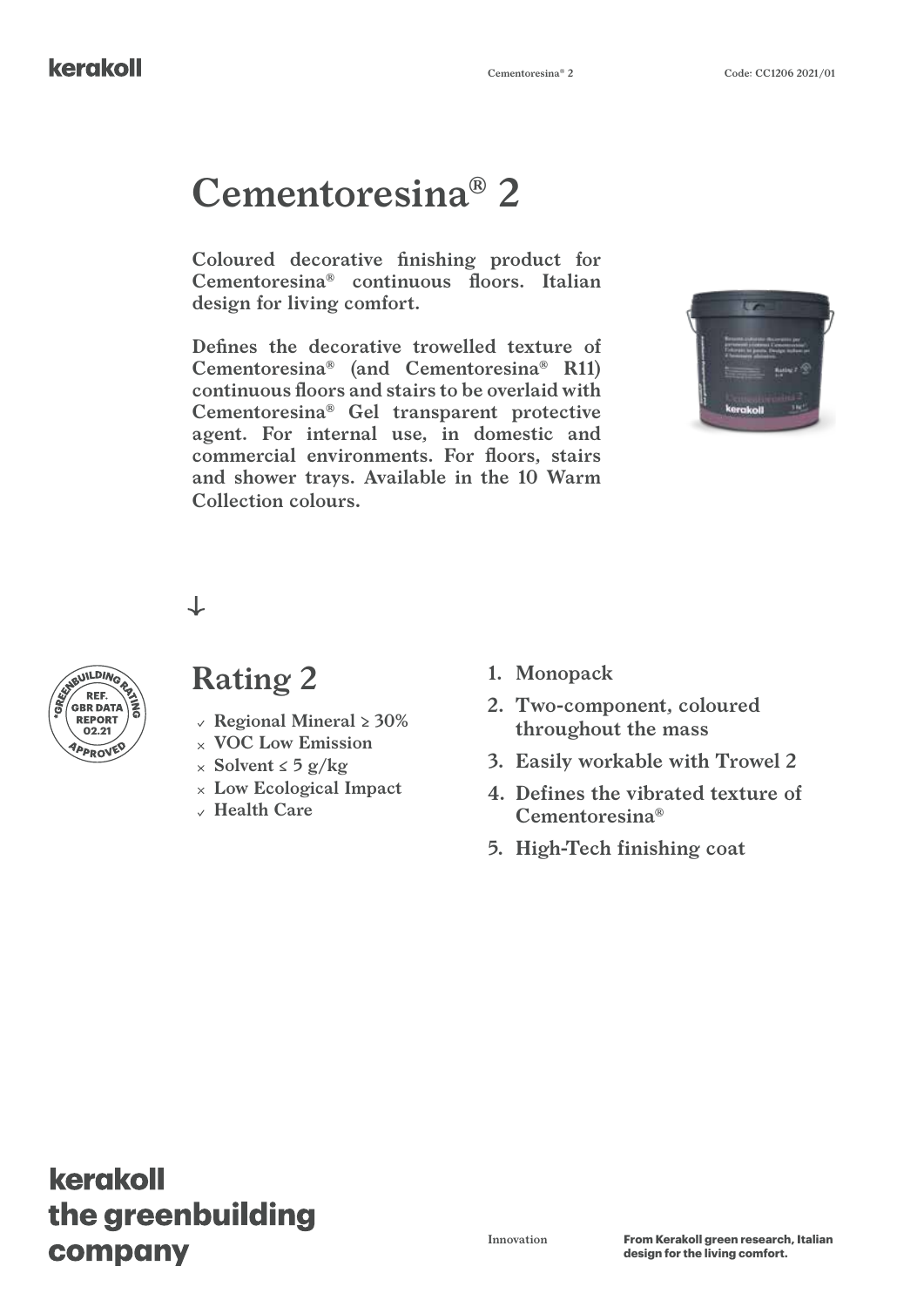# Cementoresina® 2

**Coloured decorative finishing product for Cementoresina® continuous floors. Italian design for living comfort.**

**Defines the decorative trowelled texture of Cementoresina® (and Cementoresina® R11) continuous floors and stairs to be overlaid with Cementoresina® Gel transparent protective agent. For internal use, in domestic and commercial environments. For floors, stairs and shower trays. Available in the 10 Warm Collection colours.**

GREENBUILDING RATING
REF. GBR DATA REPORT 02.21
APPROVED

## Rating 2

- ✓ Regional Mineral ≥ 30%
- × VOC Low Emission
- × Solvent ≤ 5 g/kg
- × Low Ecological Impact
- ✓ Health Care

1. Monopack
2. Two-component, coloured throughout the mass
3. Easily workable with Trowel 2
4. Defines the vibrated texture of Cementoresina®
5. High-Tech finishing coat

**kerakoll the greenbuilding company**

Innovation

**From Kerakoll green research, Italian design for the living comfort.**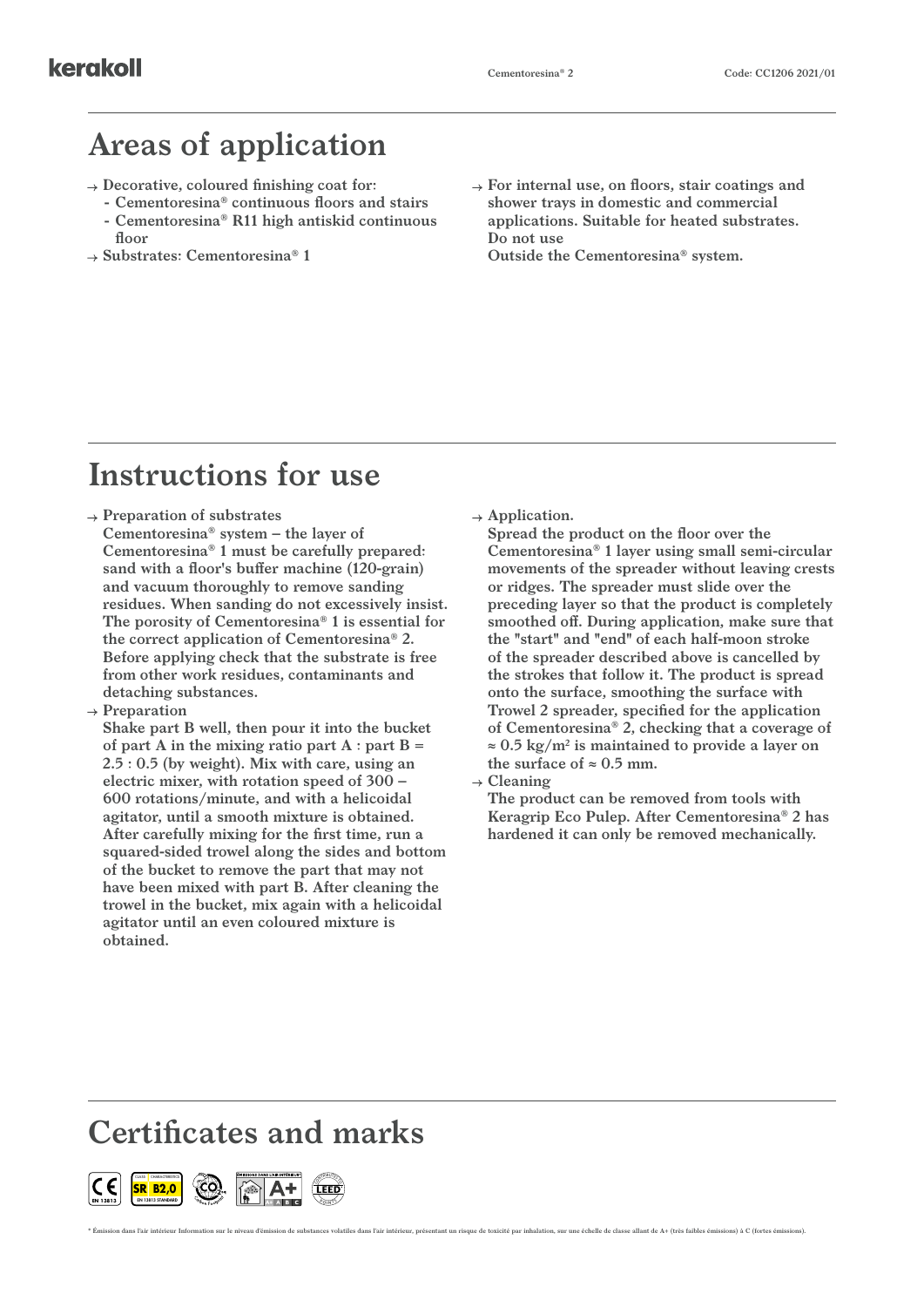## Areas of application

- → Decorative, coloured finishing coat for:
  - Cementoresina® continuous floors and stairs
  - Cementoresina® R11 high antiskid continuous floor
- → Substrates: Cementoresina® 1
- → For internal use, on floors, stair coatings and shower trays in domestic and commercial applications. Suitable for heated substrates.
  Do not use
  Outside the Cementoresina® system.

## Instructions for use

- → Preparation of substrates
  Cementoresina® system – the layer of Cementoresina® 1 must be carefully prepared: sand with a floor's buffer machine (120-grain) and vacuum thoroughly to remove sanding residues. When sanding do not excessively insist. The porosity of Cementoresina® 1 is essential for the correct application of Cementoresina® 2. Before applying check that the substrate is free from other work residues, contaminants and detaching substances.
- → Preparation
  Shake part B well, then pour it into the bucket of part A in the mixing ratio part A : part B = 2.5 : 0.5 (by weight). Mix with care, using an electric mixer, with rotation speed of 300 – 600 rotations/minute, and with a helicoidal agitator, until a smooth mixture is obtained. After carefully mixing for the first time, run a squared-sided trowel along the sides and bottom of the bucket to remove the part that may not have been mixed with part B. After cleaning the trowel in the bucket, mix again with a helicoidal agitator until an even coloured mixture is obtained.
- → Application.
  Spread the product on the floor over the Cementoresina® 1 layer using small semi-circular movements of the spreader without leaving crests or ridges. The spreader must slide over the preceding layer so that the product is completely smoothed off. During application, make sure that the "start" and "end" of each half-moon stroke of the spreader described above is cancelled by the strokes that follow it. The product is spread onto the surface, smoothing the surface with Trowel 2 spreader, specified for the application of Cementoresina® 2, checking that a coverage of ≈ 0.5 kg/m² is maintained to provide a layer on the surface of ≈ 0.5 mm.
- → Cleaning
  The product can be removed from tools with Keragrip Eco Pulep. After Cementoresina® 2 has hardened it can only be removed mechanically.

## Certificates and marks

CE EN 13813 | SR B2,0 EN 13813 STANDARD | A+ | LEED

* Émission dans l'air intérieur Information sur le niveau d'émission de substances volatiles dans l'air intérieur, présentant un risque de toxicité par inhalation, sur une échelle de classe allant de A+ (très faibles émissions) à C (fortes émissions).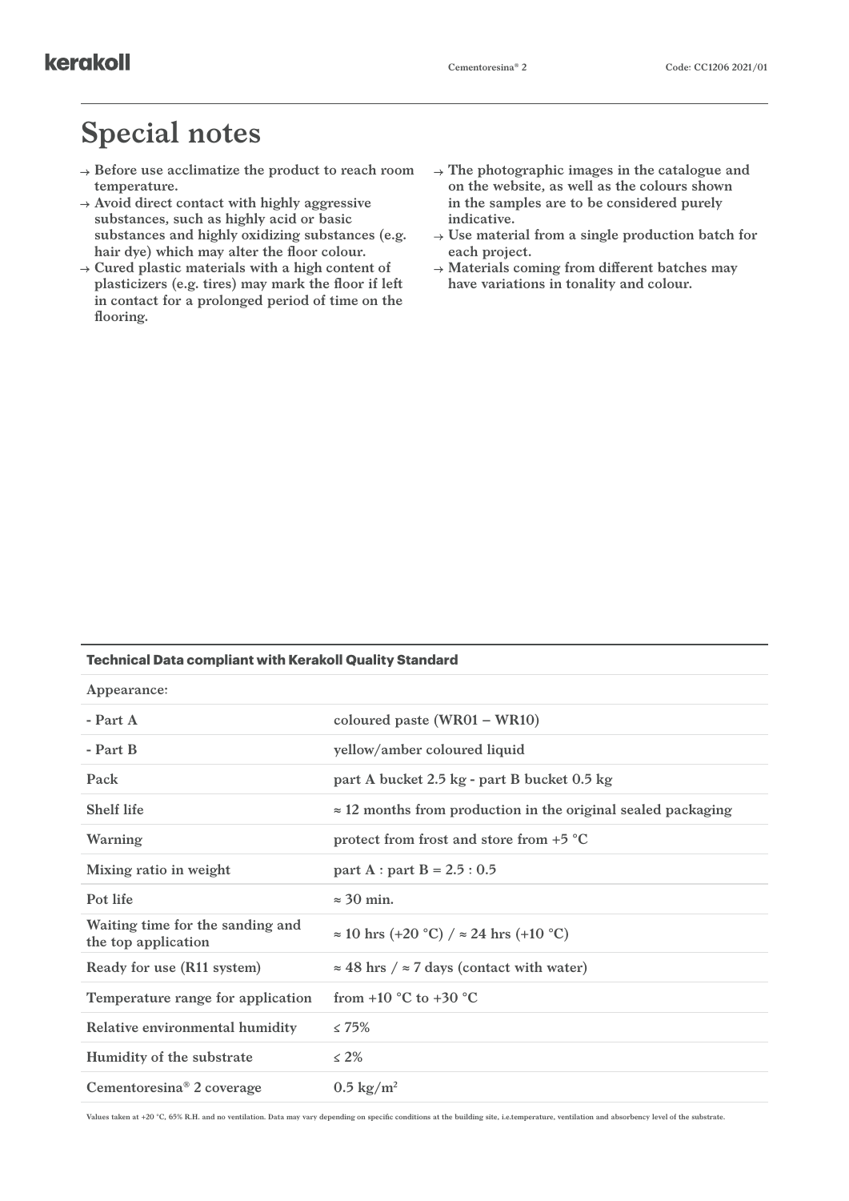# Special notes

- → Before use acclimatize the product to reach room temperature.
- → Avoid direct contact with highly aggressive substances, such as highly acid or basic substances and highly oxidizing substances (e.g. hair dye) which may alter the floor colour.
- → Cured plastic materials with a high content of plasticizers (e.g. tires) may mark the floor if left in contact for a prolonged period of time on the flooring.
- → The photographic images in the catalogue and on the website, as well as the colours shown in the samples are to be considered purely indicative.
- → Use material from a single production batch for each project.
- → Materials coming from different batches may have variations in tonality and colour.

| Technical Data compliant with Kerakoll Quality Standard | |
|---|---|
| Appearance: | |
| - Part A | coloured paste (WR01 – WR10) |
| - Part B | yellow/amber coloured liquid |
| Pack | part A bucket 2.5 kg - part B bucket 0.5 kg |
| Shelf life | ≈ 12 months from production in the original sealed packaging |
| Warning | protect from frost and store from +5 °C |
| Mixing ratio in weight | part A : part B = 2.5 : 0.5 |
| Pot life | ≈ 30 min. |
| Waiting time for the sanding and the top application | ≈ 10 hrs (+20 °C) / ≈ 24 hrs (+10 °C) |
| Ready for use (R11 system) | ≈ 48 hrs / ≈ 7 days (contact with water) |
| Temperature range for application | from +10 °C to +30 °C |
| Relative environmental humidity | ≤ 75% |
| Humidity of the substrate | ≤ 2% |
| Cementoresina® 2 coverage | 0.5 kg/m² |

Values taken at +20 °C, 65% R.H. and no ventilation. Data may vary depending on specific conditions at the building site, i.e.temperature, ventilation and absorbency level of the substrate.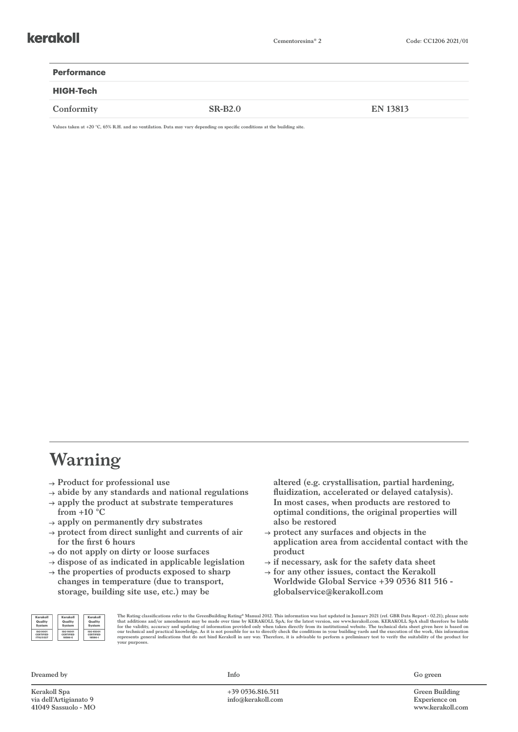| | | |
|---|---|---|
| **Performance** | | |
| **HIGH-Tech** | | |
| Conformity | SR-B2.0 | EN 13813 |

Values taken at +20 °C, 65% R.H. and no ventilation. Data may vary depending on specific conditions at the building site.

# Warning

- → Product for professional use
- → abide by any standards and national regulations
- → apply the product at substrate temperatures from +10 °C
- → apply on permanently dry substrates
- → protect from direct sunlight and currents of air for the first 6 hours
- → do not apply on dirty or loose surfaces
- → dispose of as indicated in applicable legislation
- → the properties of products exposed to sharp changes in temperature (due to transport, storage, building site use, etc.) may be altered (e.g. crystallisation, partial hardening, fluidization, accelerated or delayed catalysis). In most cases, when products are restored to optimal conditions, the original properties will also be restored
- → protect any surfaces and objects in the application area from accidental contact with the product
- → if necessary, ask for the safety data sheet
- → for any other issues, contact the Kerakoll Worldwide Global Service +39 0536 811 516 - globalservice@kerakoll.com

Kerakoll Quality System ISO 9001 CERTIFIED IT10/0327 | Kerakoll Quality System ISO 14001 CERTIFIED 16586-E | Kerakoll Quality System ISO 45001 CERTIFIED 18586-I

The Rating classifications refer to the GreenBuilding Rating® Manual 2012. This information was last updated in January 2021 (ref. GBR Data Report - 02.21); please note that additions and/or amendments may be made over time by KERAKOLL SpA; for the latest version, see www.kerakoll.com. KERAKOLL SpA shall therefore be liable for the validity, accuracy and updating of information provided only when taken directly from its institutional website. The technical data sheet given here is based on our technical and practical knowledge. As it is not possible for us to directly check the conditions in your building yards and the execution of the work, this information represents general indications that do not bind Kerakoll in any way. Therefore, it is advisable to perform a preliminary test to verify the suitability of the product for your purposes.

| Dreamed by | Info | Go green |
|---|---|---|
| Kerakoll Spa<br>via dell'Artigianato 9<br>41049 Sassuolo - MO | +39 0536.816.511<br>info@kerakoll.com | Green Building<br>Experience on<br>www.kerakoll.com |